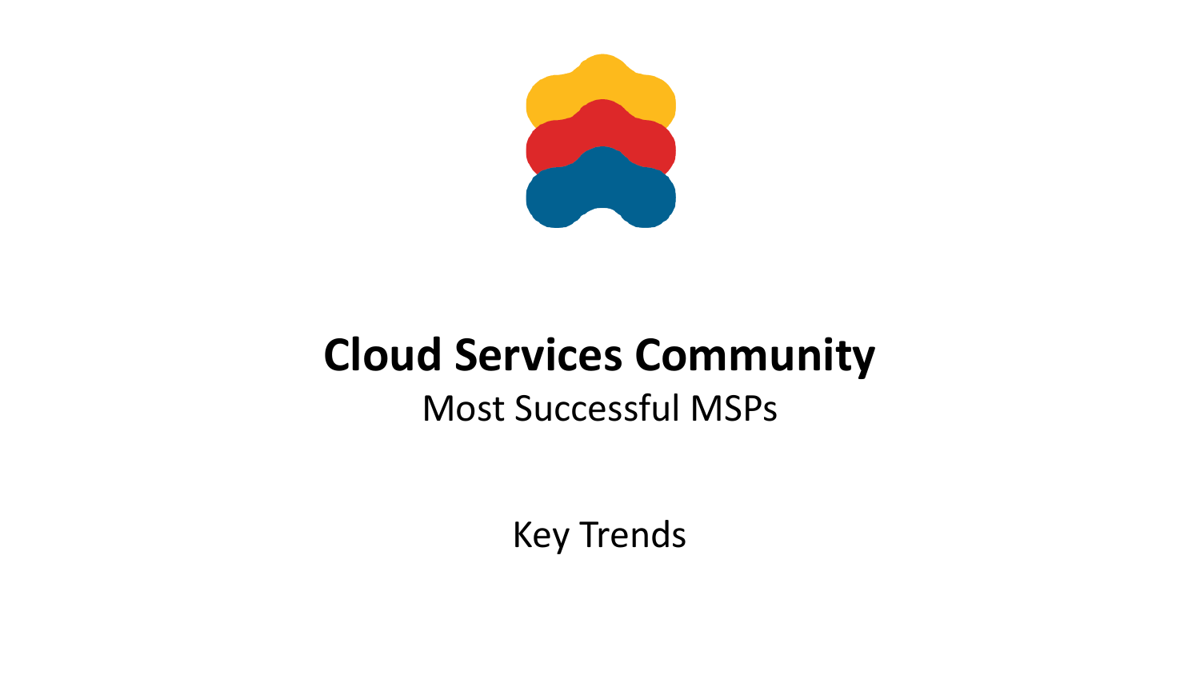# Cloud Services Community

Most Successful MSPs

Key Trends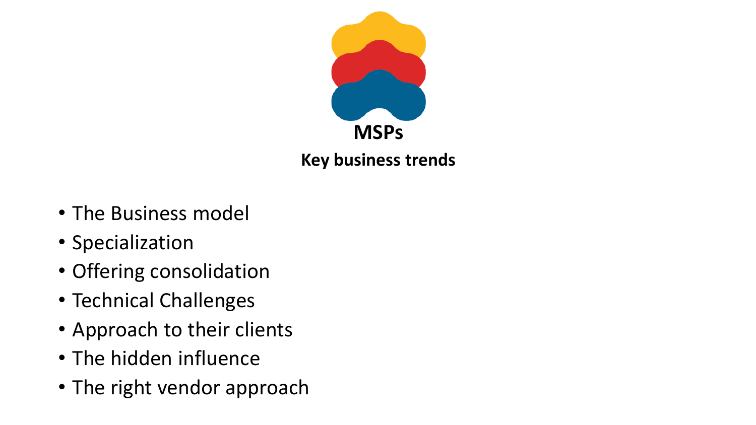# MSPs

## Key business trends

- The Business model
- Specialization
- Offering consolidation
- Technical Challenges
- Approach to their clients
- The hidden influence
- The right vendor approach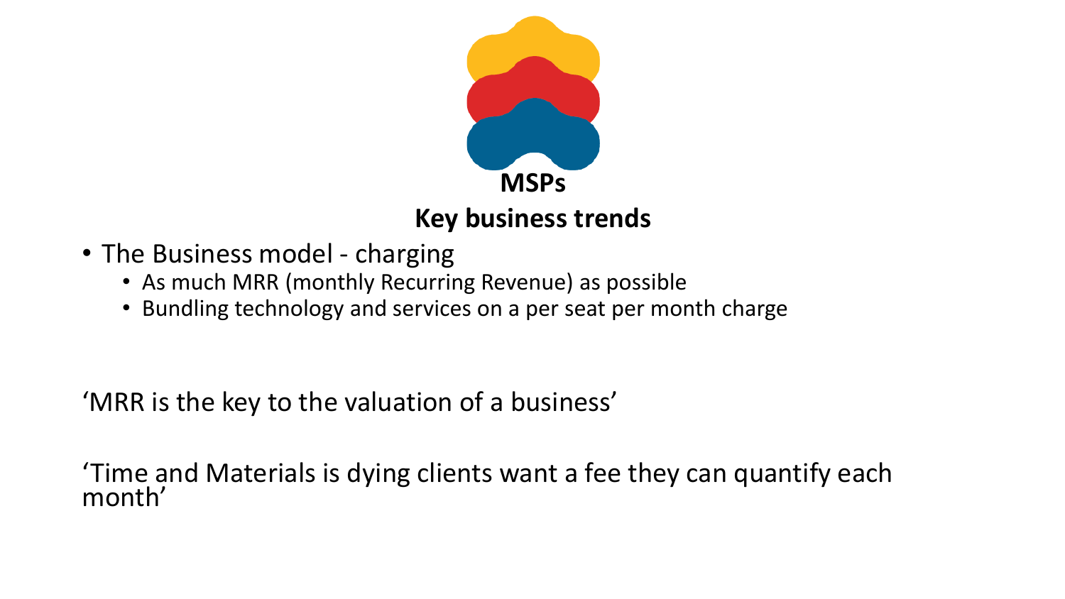# MSPs

## Key business trends

- The Business model - charging
  - As much MRR (monthly Recurring Revenue) as possible
  - Bundling technology and services on a per seat per month charge

‘MRR is the key to the valuation of a business’

‘Time and Materials is dying clients want a fee they can quantify each month’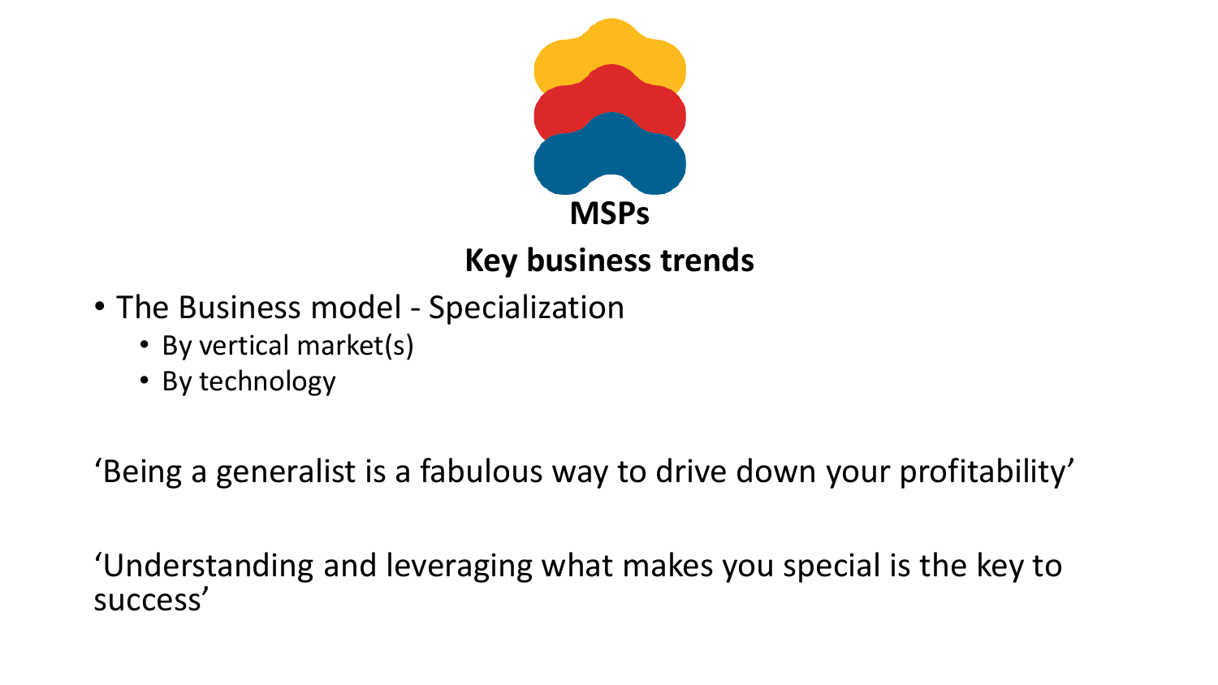# MSPs

## Key business trends

- The Business model - Specialization
  - By vertical market(s)
  - By technology

‘Being a generalist is a fabulous way to drive down your profitability’

‘Understanding and leveraging what makes you special is the key to success’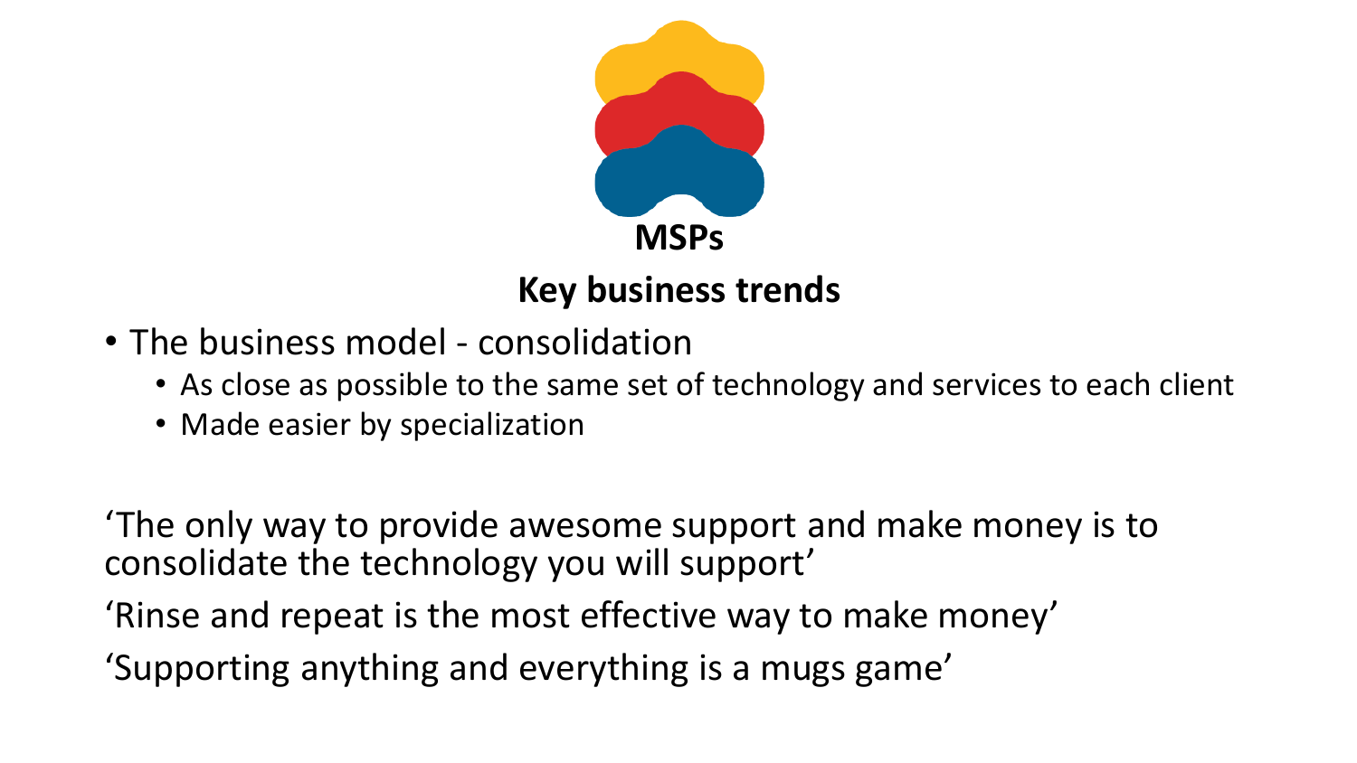# MSPs

## Key business trends

- The business model - consolidation
  - As close as possible to the same set of technology and services to each client
  - Made easier by specialization

'The only way to provide awesome support and make money is to consolidate the technology you will support'

'Rinse and repeat is the most effective way to make money'

'Supporting anything and everything is a mugs game'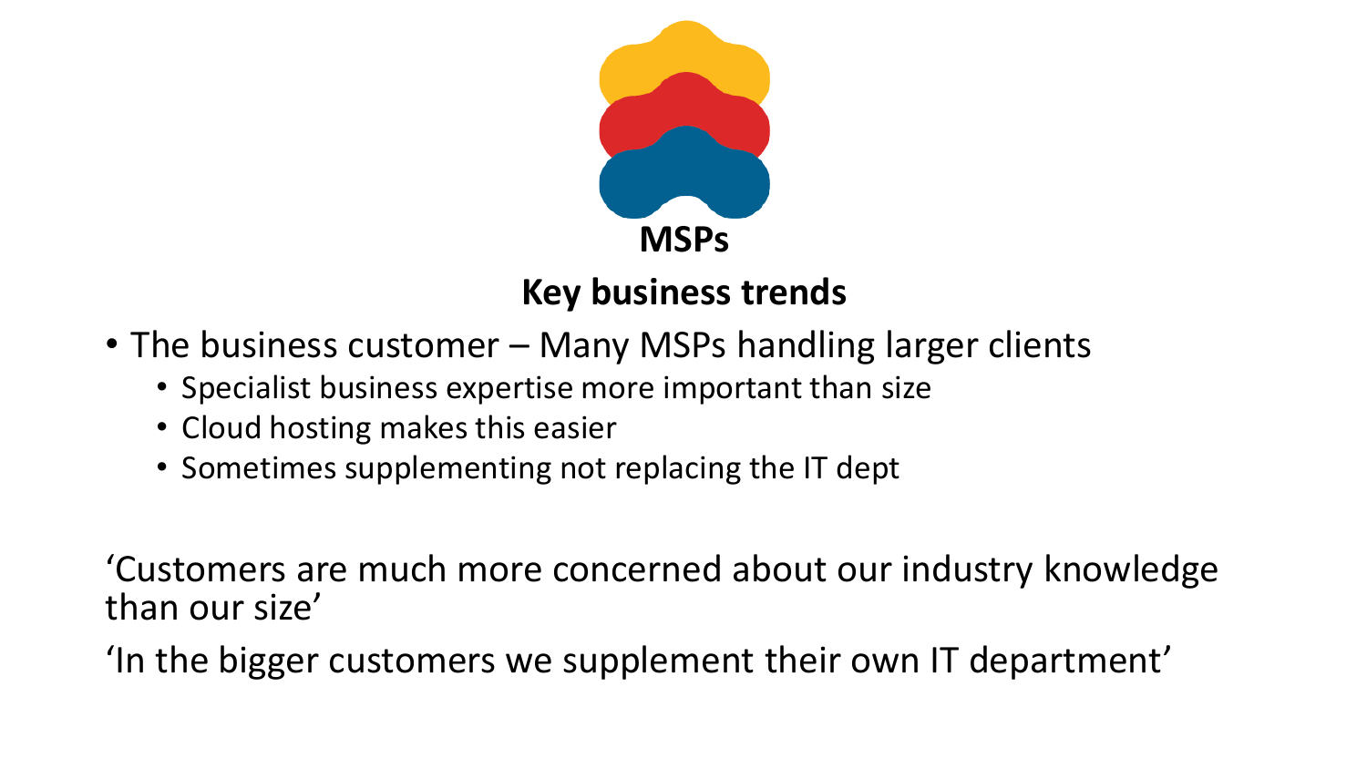# MSPs

## Key business trends

- The business customer – Many MSPs handling larger clients
  - Specialist business expertise more important than size
  - Cloud hosting makes this easier
  - Sometimes supplementing not replacing the IT dept

‘Customers are much more concerned about our industry knowledge than our size’

‘In the bigger customers we supplement their own IT department’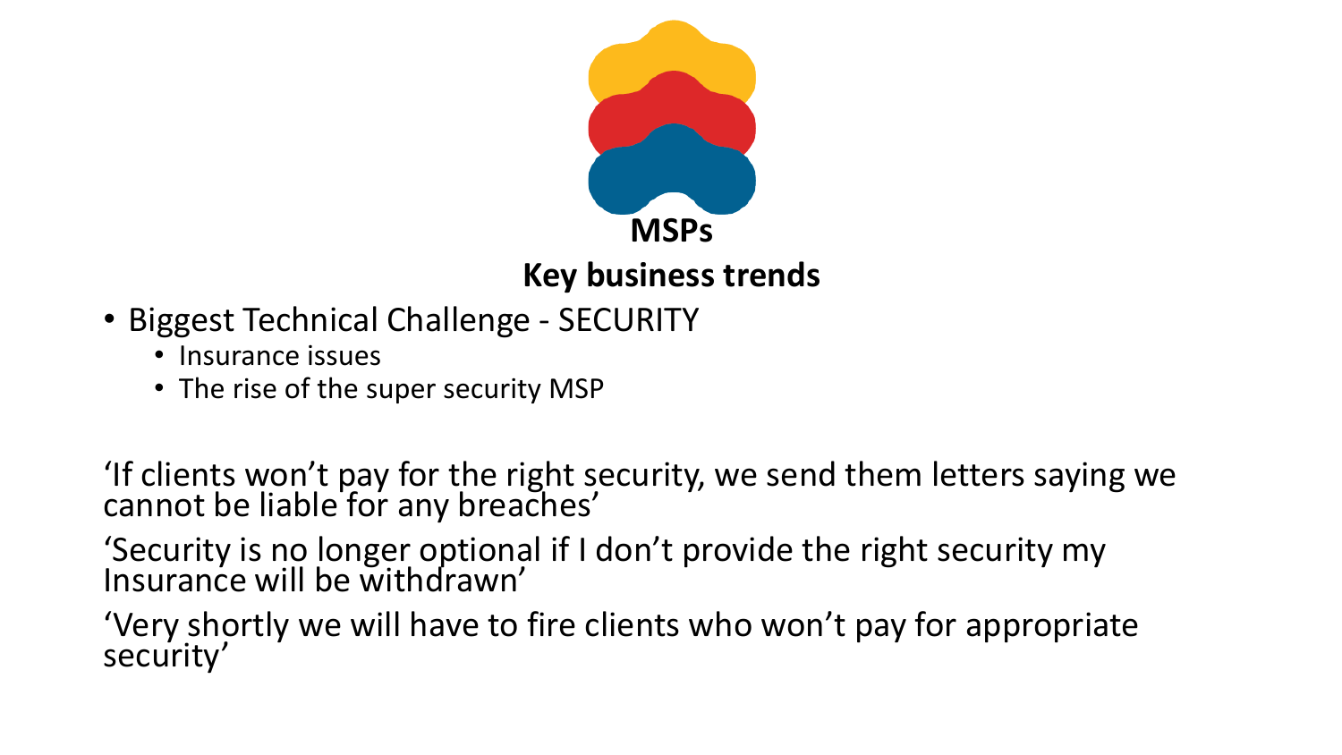# MSPs

## Key business trends

- Biggest Technical Challenge - SECURITY
  - Insurance issues
  - The rise of the super security MSP

‘If clients won’t pay for the right security, we send them letters saying we cannot be liable for any breaches’

‘Security is no longer optional if I don’t provide the right security my Insurance will be withdrawn’

‘Very shortly we will have to fire clients who won’t pay for appropriate security’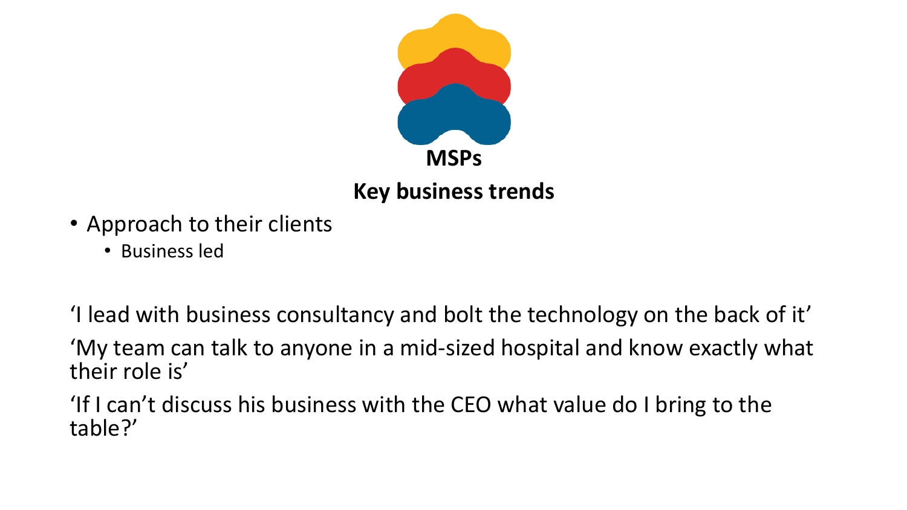# MSPs

## Key business trends

- Approach to their clients
  - Business led

‘I lead with business consultancy and bolt the technology on the back of it’

‘My team can talk to anyone in a mid-sized hospital and know exactly what their role is’

‘If I can’t discuss his business with the CEO what value do I bring to the table?’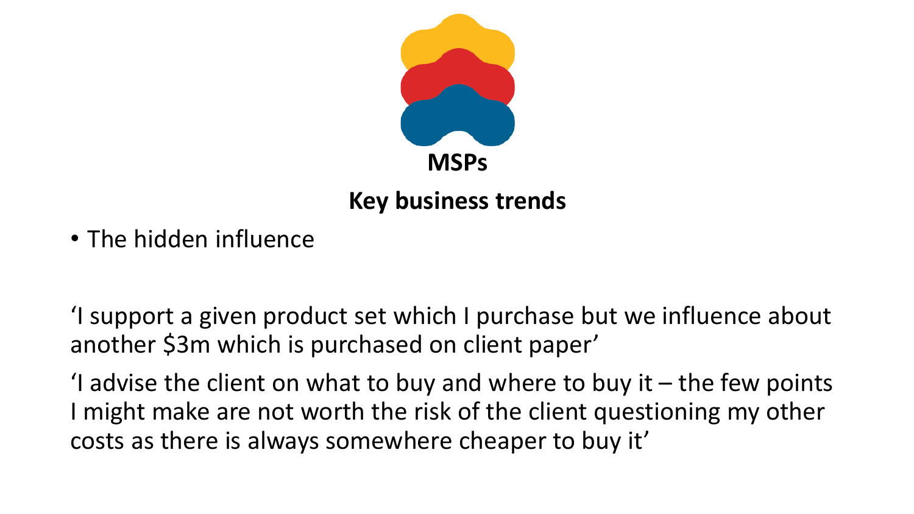**MSPs**

## Key business trends

- The hidden influence

‘I support a given product set which I purchase but we influence about another $3m which is purchased on client paper’

‘I advise the client on what to buy and where to buy it – the few points I might make are not worth the risk of the client questioning my other costs as there is always somewhere cheaper to buy it’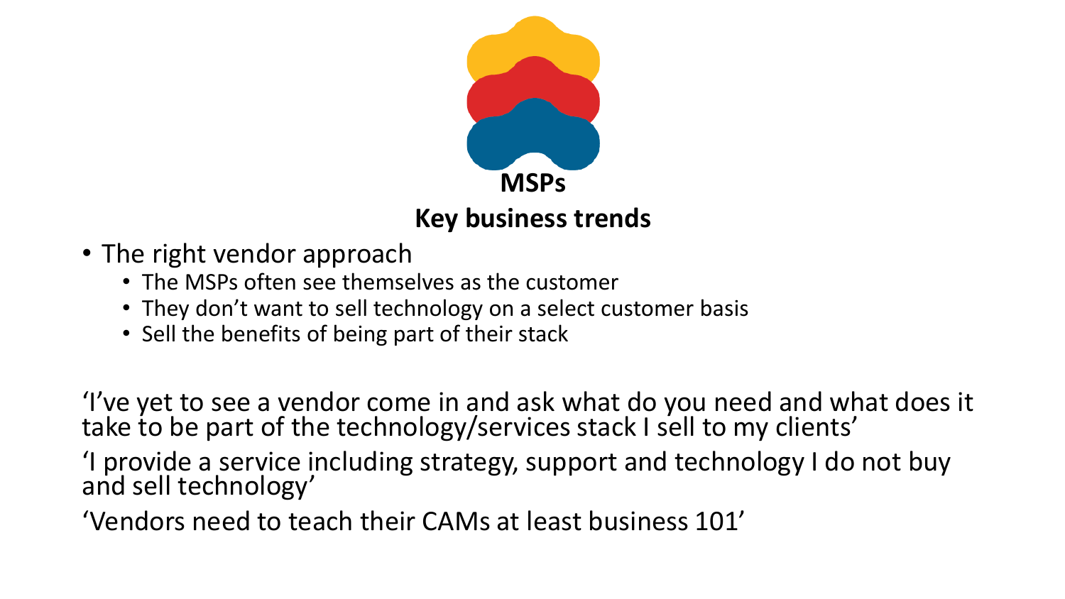# MSPs

## Key business trends

- The right vendor approach
  - The MSPs often see themselves as the customer
  - They don't want to sell technology on a select customer basis
  - Sell the benefits of being part of their stack

'I've yet to see a vendor come in and ask what do you need and what does it take to be part of the technology/services stack I sell to my clients'

'I provide a service including strategy, support and technology I do not buy and sell technology'

'Vendors need to teach their CAMs at least business 101'